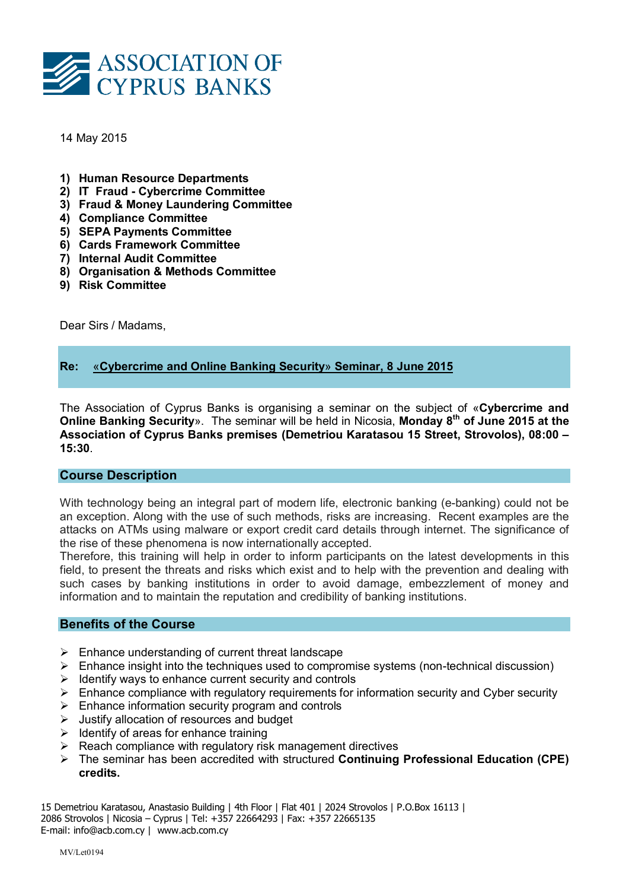# ASSOCIATION OF CYPRUS BANKS

14 May 2015

1) **Human Resource Departments**
2) **IT Fraud - Cybercrime Committee**
3) **Fraud & Money Laundering Committee**
4) **Compliance Committee**
5) **SEPA Payments Committee**
6) **Cards Framework Committee**
7) **Internal Audit Committee**
8) **Organisation & Methods Committee**
9) **Risk Committee**

Dear Sirs / Madams,

**Re: «Cybercrime and Online Banking Security» Seminar, 8 June 2015**

The Association of Cyprus Banks is organising a seminar on the subject of «**Cybercrime and Online Banking Security**». The seminar will be held in Nicosia, **Monday 8th of June 2015 at the Association of Cyprus Banks premises (Demetriou Karatasou 15 Street, Strovolos), 08:00 – 15:30**.

## Course Description

With technology being an integral part of modern life, electronic banking (e-banking) could not be an exception. Along with the use of such methods, risks are increasing. Recent examples are the attacks on ATMs using malware or export credit card details through internet. The significance of the rise of these phenomena is now internationally accepted.

Therefore, this training will help in order to inform participants on the latest developments in this field, to present the threats and risks which exist and to help with the prevention and dealing with such cases by banking institutions in order to avoid damage, embezzlement of money and information and to maintain the reputation and credibility of banking institutions.

## Benefits of the Course

- Enhance understanding of current threat landscape
- Enhance insight into the techniques used to compromise systems (non-technical discussion)
- Identify ways to enhance current security and controls
- Enhance compliance with regulatory requirements for information security and Cyber security
- Enhance information security program and controls
- Justify allocation of resources and budget
- Identify of areas for enhance training
- Reach compliance with regulatory risk management directives
- The seminar has been accredited with structured **Continuing Professional Education (CPE) credits.**

15 Demetriou Karatasou, Anastasio Building | 4th Floor | Flat 401 | 2024 Strovolos | P.O.Box 16113 | 2086 Strovolos | Nicosia – Cyprus | Tel: +357 22664293 | Fax: +357 22665135
E-mail: info@acb.com.cy | www.acb.com.cy

MV/Let0194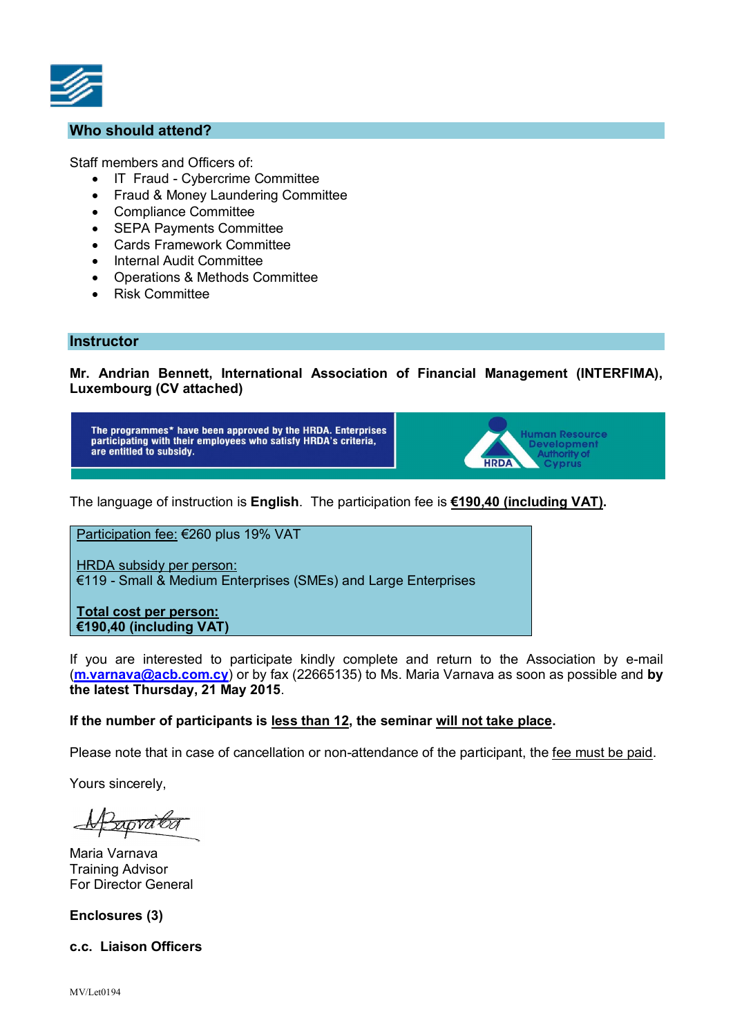## Who should attend?

Staff members and Officers of:

- IT Fraud - Cybercrime Committee
- Fraud & Money Laundering Committee
- Compliance Committee
- SEPA Payments Committee
- Cards Framework Committee
- Internal Audit Committee
- Operations & Methods Committee
- Risk Committee

## Instructor

**Mr. Andrian Bennett, International Association of Financial Management (INTERFIMA), Luxembourg (CV attached)**

The programmes* have been approved by the HRDA. Enterprises participating with their employees who satisfy HRDA's criteria, are entitled to subsidy.

HRDA Human Resource Development Authority of Cyprus

The language of instruction is **English**. The participation fee is **€190,40 (including VAT)**.

Participation fee: €260 plus 19% VAT

HRDA subsidy per person:
€119 - Small & Medium Enterprises (SMEs) and Large Enterprises

**Total cost per person:**
**€190,40 (including VAT)**

If you are interested to participate kindly complete and return to the Association by e-mail (**m.varnava@acb.com.cy**) or by fax (22665135) to Ms. Maria Varnava as soon as possible and **by the latest Thursday, 21 May 2015**.

**If the number of participants is less than 12, the seminar will not take place.**

Please note that in case of cancellation or non-attendance of the participant, the fee must be paid.

Yours sincerely,

Maria Varnava
Training Advisor
For Director General

**Enclosures (3)**

**c.c. Liaison Officers**

MV/Let0194